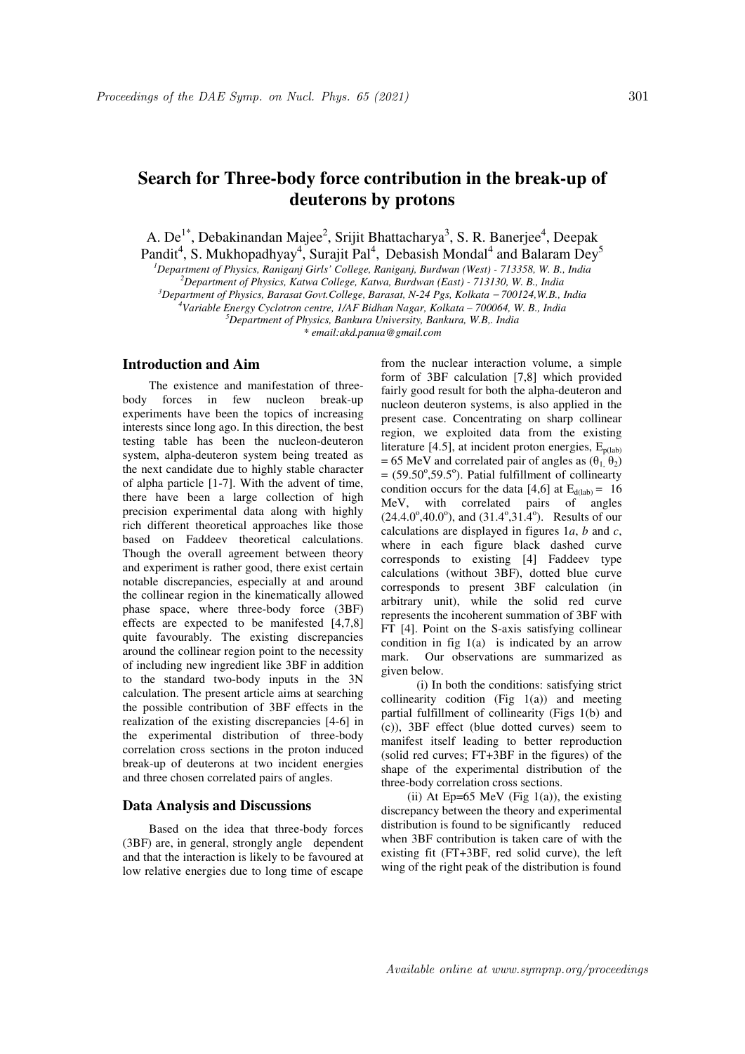# Search for Three-body force contribution in the break-up of deuterons by protons

A. De[1*], Debakinandan Majee[2], Srijit Bhattacharya[3], S. R. Banerjee[4], Deepak Pandit[4], S. Mukhopadhyay[4], Surajit Pal[4], Debasish Mondal[4] and Balaram Dey[5]

[1]*Department of Physics, Raniganj Girls' College, Raniganj, Burdwan (West) - 713358, W. B., India*
[2]*Department of Physics, Katwa College, Katwa, Burdwan (East) - 713130, W. B., India*
[3]*Department of Physics, Barasat Govt.College, Barasat, N-24 Pgs, Kolkata – 700124,W.B., India*
[4]*Variable Energy Cyclotron centre, 1/AF Bidhan Nagar, Kolkata – 700064, W. B., India*
[5]*Department of Physics, Bankura University, Bankura, W.B,. India*
*\* email:akd.panua@gmail.com*

## Introduction and Aim

The existence and manifestation of three-body forces in few nucleon break-up experiments have been the topics of increasing interests since long ago. In this direction, the best testing table has been the nucleon-deuteron system, alpha-deuteron system being treated as the next candidate due to highly stable character of alpha particle [1-7]. With the advent of time, there have been a large collection of high precision experimental data along with highly rich different theoretical approaches like those based on Faddeev theoretical calculations. Though the overall agreement between theory and experiment is rather good, there exist certain notable discrepancies, especially at and around the collinear region in the kinematically allowed phase space, where three-body force (3BF) effects are expected to be manifested [4,7,8] quite favourably. The existing discrepancies around the collinear region point to the necessity of including new ingredient like 3BF in addition to the standard two-body inputs in the 3N calculation. The present article aims at searching the possible contribution of 3BF effects in the realization of the existing discrepancies [4-6] in the experimental distribution of three-body correlation cross sections in the proton induced break-up of deuterons at two incident energies and three chosen correlated pairs of angles.

## Data Analysis and Discussions

Based on the idea that three-body forces (3BF) are, in general, strongly angle dependent and that the interaction is likely to be favoured at low relative energies due to long time of escape from the nuclear interaction volume, a simple form of 3BF calculation [7,8] which provided fairly good result for both the alpha-deuteron and nucleon deuteron systems, is also applied in the present case. Concentrating on sharp collinear region, we exploited data from the existing literature [4.5], at incident proton energies, $E_{p(lab)}$ = 65 MeV and correlated pair of angles as $(\theta_1, \theta_2)$ = $(59.50^o, 59.5^o)$. Patial fulfillment of collinearty condition occurs for the data [4,6] at $E_{d(lab)}$ = 16 MeV, with correlated pairs of angles $(24.4.0^o, 40.0^o)$, and $(31.4^o, 31.4^o)$. Results of our calculations are displayed in figures 1*a*, *b* and *c*, where in each figure black dashed curve corresponds to existing [4] Faddeev type calculations (without 3BF), dotted blue curve corresponds to present 3BF calculation (in arbitrary unit), while the solid red curve represents the incoherent summation of 3BF with FT [4]. Point on the S-axis satisfying collinear condition in fig 1(a) is indicated by an arrow mark. Our observations are summarized as given below.

(i) In both the conditions: satisfying strict collinearity codition (Fig 1(a)) and meeting partial fulfillment of collinearity (Figs 1(b) and (c)), 3BF effect (blue dotted curves) seem to manifest itself leading to better reproduction (solid red curves; FT+3BF in the figures) of the shape of the experimental distribution of the three-body correlation cross sections.

(ii) At Ep=65 MeV (Fig 1(a)), the existing discrepancy between the theory and experimental distribution is found to be significantly reduced when 3BF contribution is taken care of with the existing fit (FT+3BF, red solid curve), the left wing of the right peak of the distribution is found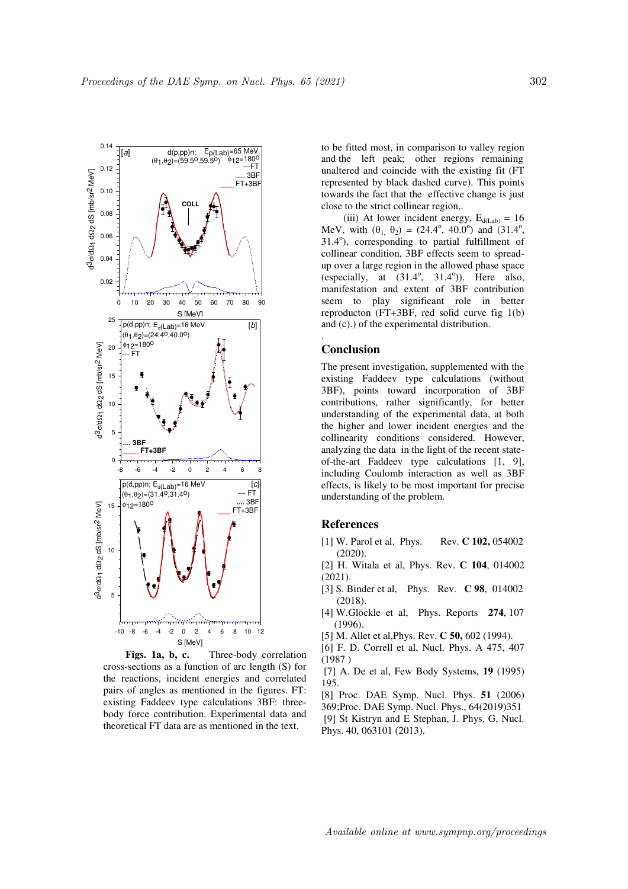[a] d(p,pp)n; $E_{p(Lab)}$=65 MeV
$(\theta_1,\theta_2)$=(59.5°,59.5°) $\phi_{12}$=180°
---FT
..... 3BF
FT+3BF
COLL
$d^3\sigma/d\Omega_1\, d\Omega_2\, dS$ [mb/sr$^2$ MeV]
0.14 0.12 0.10 0.08 0.06 0.04 0.02
0 10 20 30 40 50 60 70 80 90
S [MeV]

p(d,pp)n; $E_{d(Lab)}$=16 MeV [b]
$(\theta_1,\theta_2)$=(24.4°,40.0°)
$\phi_{12}$=180°
--- FT
.... 3BF
FT+3BF
$d^3\sigma/d\Omega_1\, d\Omega_2\, dS$ [mb/sr$^2$ MeV]
25 20 15 10 5 0
-8 -6 -4 -2 0 2 4 6 8

p(d,pp)n; $E_{d(Lab)}$=16 MeV [c]
$(\theta_1,\theta_2)$=(31.4°,31.4°)
$\phi_{12}$=180°
--- FT
.... 3BF
FT+3BF
$d^3\sigma/d\Omega_1\, d\Omega_2\, dS$ [mb/sr$^2$ MeV]
15 10 5
-10 -8 -6 -4 -2 0 2 4 6 8 10 12
S [MeV]

**Figs. 1a, b, c.** Three-body correlation cross-sections as a function of arc length (S) for the reactions, incident energies and correlated pairs of angles as mentioned in the figures. FT: existing Faddeev type calculations 3BF: three-body force contribution. Experimental data and theoretical FT data are as mentioned in the text.

to be fitted most, in comparison to valley region and the left peak; other regions remaining unaltered and coincide with the existing fit (FT represented by black dashed curve). This points towards the fact that the effective change is just close to the strict collinear region,.

(iii) At lower incident energy, $E_{d(Lab)}$ = 16 MeV, with $(\theta_1, \theta_2)$ = (24.4°, 40.0°) and (31.4°, 31.4°), corresponding to partial fulfillment of collinear condition, 3BF effects seem to spread-up over a large region in the allowed phase space (especially, at (31.4°, 31.4°)). Here also, manifestation and extent of 3BF contribution seem to play significant role in better reproducton (FT+3BF, red solid curve fig 1(b) and (c).) of the experimental distribution.

## Conclusion

The present investigation, supplemented with the existing Faddeev type calculations (without 3BF), points toward incorporation of 3BF contributions, rather significantly, for better understanding of the experimental data, at both the higher and lower incident energies and the collinearity conditions considered. However, analyzing the data in the light of the recent state-of-the-art Faddeev type calculations [1, 9], including Coulomb interaction as well as 3BF effects, is likely to be most important for precise understanding of the problem.

## References

[1] W. Parol et al, Phys. Rev. **C 102,** 054002 (2020).

[2] H. Witala et al, Phys. Rev. **C 104**, 014002 (2021).

[3] S. Binder et al, Phys. Rev. **C 98**, 014002 (2018).

[4] W.Glöckle et al, Phys. Reports **274**, 107 (1996).

[5] M. Allet et al,Phys. Rev. **C 50,** 602 (1994).

[6] F. D. Correll et al, Nucl. Phys. A 475, 407 (1987 )

[7] A. De et al, Few Body Systems, **19** (1995) 195.

[8] Proc. DAE Symp. Nucl. Phys. **51** (2006) 369;Proc. DAE Symp. Nucl. Phys., 64(2019)351

[9] St Kistryn and E Stephan, J. Phys. G, Nucl. Phys. 40, 063101 (2013).